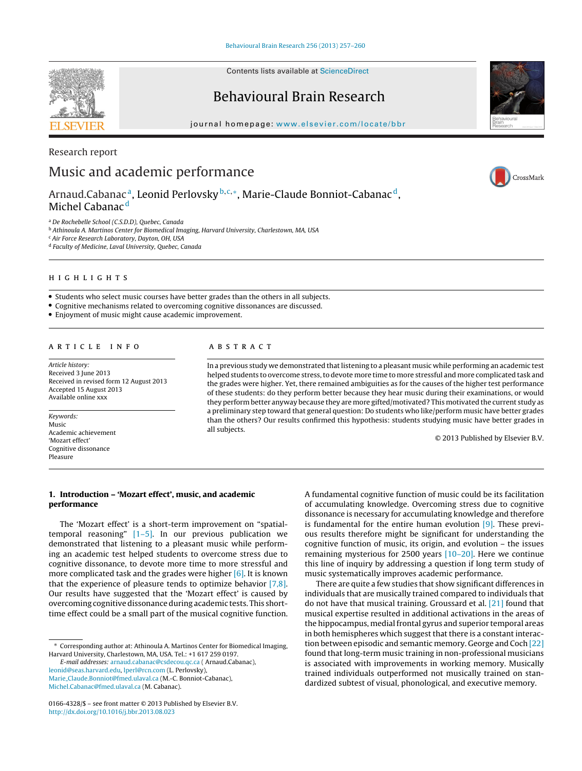Research report

# Music and academic performance

Arnaud.Cabanac[a], Leonid Perlovsky[b,c,*], Marie-Claude Bonniot-Cabanac[d], Michel Cabanac[d]

[a] De Rochebelle School (C.S.D.D), Quebec, Canada
[b] Athinoula A. Martinos Center for Biomedical Imaging, Harvard University, Charlestown, MA, USA
[c] Air Force Research Laboratory, Dayton, OH, USA
[d] Faculty of Medicine, Laval University, Quebec, Canada

## HIGHLIGHTS

- Students who select music courses have better grades than the others in all subjects.
- Cognitive mechanisms related to overcoming cognitive dissonances are discussed.
- Enjoyment of music might cause academic improvement.

## ARTICLE INFO

*Article history:*
Received 3 June 2013
Received in revised form 12 August 2013
Accepted 15 August 2013
Available online xxx

*Keywords:*
Music
Academic achievement
'Mozart effect'
Cognitive dissonance
Pleasure

## ABSTRACT

In a previous study we demonstrated that listening to a pleasant music while performing an academic test helped students to overcome stress, to devote more time to more stressful and more complicated task and the grades were higher. Yet, there remained ambiguities as for the causes of the higher test performance of these students: do they perform better because they hear music during their examinations, or would they perform better anyway because they are more gifted/motivated? This motivated the current study as a preliminary step toward that general question: Do students who like/perform music have better grades than the others? Our results confirmed this hypothesis: students studying music have better grades in all subjects.

© 2013 Published by Elsevier B.V.

## 1. Introduction – 'Mozart effect', music, and academic performance

The 'Mozart effect' is a short-term improvement on "spatial-temporal reasoning" [1–5]. In our previous publication we demonstrated that listening to a pleasant music while performing an academic test helped students to overcome stress due to cognitive dissonance, to devote more time to more stressful and more complicated task and the grades were higher [6]. It is known that the experience of pleasure tends to optimize behavior [7,8]. Our results have suggested that the 'Mozart effect' is caused by overcoming cognitive dissonance during academic tests. This short-time effect could be a small part of the musical cognitive function.

A fundamental cognitive function of music could be its facilitation of accumulating knowledge. Overcoming stress due to cognitive dissonance is necessary for accumulating knowledge and therefore is fundamental for the entire human evolution [9]. These previous results therefore might be significant for understanding the cognitive function of music, its origin, and evolution – the issues remaining mysterious for 2500 years [10–20]. Here we continue this line of inquiry by addressing a question if long term study of music systematically improves academic performance.

There are quite a few studies that show significant differences in individuals that are musically trained compared to individuals that do not have that musical training. Groussard et al. [21] found that musical expertise resulted in additional activations in the areas of the hippocampus, medial frontal gyrus and superior temporal areas in both hemispheres which suggest that there is a constant interaction between episodic and semantic memory. George and Coch [22] found that long-term music training in non-professional musicians is associated with improvements in working memory. Musically trained individuals outperformed not musically trained on standardized subtest of visual, phonological, and executive memory.

\* Corresponding author at: Athinoula A. Martinos Center for Biomedical Imaging, Harvard University, Charlestown, MA, USA. Tel.: +1 617 259 0197.
E-mail addresses: arnaud.cabanac@csdecou.qc.ca (Arnaud.Cabanac), leonid@seas.harvard.edu, lperl@rcn.com (L. Perlovsky), Marie_Claude.Bonniot@fmed.ulaval.ca (M.-C. Bonniot-Cabanac), Michel.Cabanac@fmed.ulaval.ca (M. Cabanac).

0166-4328/$ – see front matter © 2013 Published by Elsevier B.V.
http://dx.doi.org/10.1016/j.bbr.2013.08.023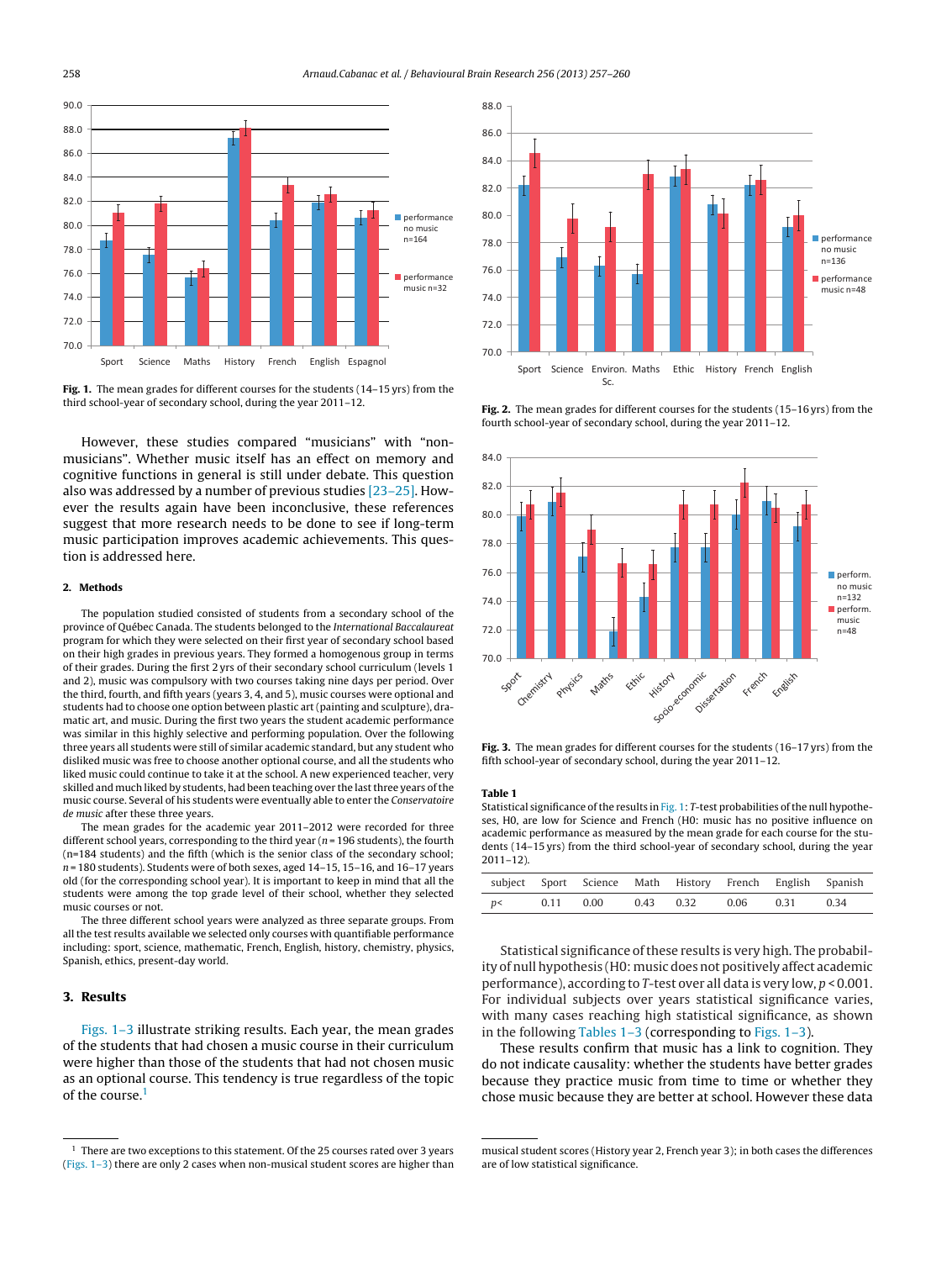Fig. 1. The mean grades for different courses for the students (14–15 yrs) from the third school-year of secondary school, during the year 2011–12.

Fig. 2. The mean grades for different courses for the students (15–16 yrs) from the fourth school-year of secondary school, during the year 2011–12.

Fig. 3. The mean grades for different courses for the students (16–17 yrs) from the fifth school-year of secondary school, during the year 2011–12.

However, these studies compared "musicians" with "non-musicians". Whether music itself has an effect on memory and cognitive functions in general is still under debate. This question also was addressed by a number of previous studies [23–25]. However the results again have been inconclusive, these references suggest that more research needs to be done to see if long-term music participation improves academic achievements. This question is addressed here.

## 2. Methods

The population studied consisted of students from a secondary school of the province of Québec Canada. The students belonged to the *International Baccalaureat* program for which they were selected on their first year of secondary school based on their high grades in previous years. They formed a homogenous group in terms of their grades. During the first 2 yrs of their secondary school curriculum (levels 1 and 2), music was compulsory with two courses taking nine days per period. Over the third, fourth, and fifth years (years 3, 4, and 5), music courses were optional and students had to choose one option between plastic art (painting and sculpture), dramatic art, and music. During the first two years the student academic performance was similar in this highly selective and performing population. Over the following three years all students were still of similar academic standard, but any student who disliked music was free to choose another optional course, and all the students who liked music could continue to take it at the school. A new experienced teacher, very skilled and much liked by students, had been teaching over the last three years of the music course. Several of his students were eventually able to enter the *Conservatoire de music* after these three years.

The mean grades for the academic year 2011–2012 were recorded for three different school years, corresponding to the third year ($n = 196$ students), the fourth ($n = 184$ students) and the fifth (which is the senior class of the secondary school; $n = 180$ students). Students were of both sexes, aged 14–15, 15–16, and 16–17 years old (for the corresponding school year). It is important to keep in mind that all the students were among the top grade level of their school, whether they selected music courses or not.

The three different school years were analyzed as three separate groups. From all the test results available we selected only courses with quantifiable performance including: sport, science, mathematic, French, English, history, chemistry, physics, Spanish, ethics, present-day world.

## 3. Results

Figs. 1–3 illustrate striking results. Each year, the mean grades of the students that had chosen a music course in their curriculum were higher than those of the students that had not chosen music as an optional course. This tendency is true regardless of the topic of the course.[1]

**Table 1**
Statistical significance of the results in Fig. 1: *T*-test probabilities of the null hypotheses, H0, are low for Science and French (H0: music has no positive influence on academic performance as measured by the mean grade for each course for the students (14–15 yrs) from the third school-year of secondary school, during the year 2011–12).

| subject | Sport | Science | Math | History | French | English | Spanish |
|---|---|---|---|---|---|---|---|
| $p<$ | 0.11 | 0.00 | 0.43 | 0.32 | 0.06 | 0.31 | 0.34 |

Statistical significance of these results is very high. The probability of null hypothesis (H0: music does not positively affect academic performance), according to *T*-test over all data is very low, $p < 0.001$. For individual subjects over years statistical significance varies, with many cases reaching high statistical significance, as shown in the following Tables 1–3 (corresponding to Figs. 1–3).

These results confirm that music has a link to cognition. They do not indicate causality: whether the students have better grades because they practice music from time to time or whether they chose music because they are better at school. However these data

[1] There are two exceptions to this statement. Of the 25 courses rated over 3 years (Figs. 1–3) there are only 2 cases when non-musical student scores are higher than musical student scores (History year 2, French year 3); in both cases the differences are of low statistical significance.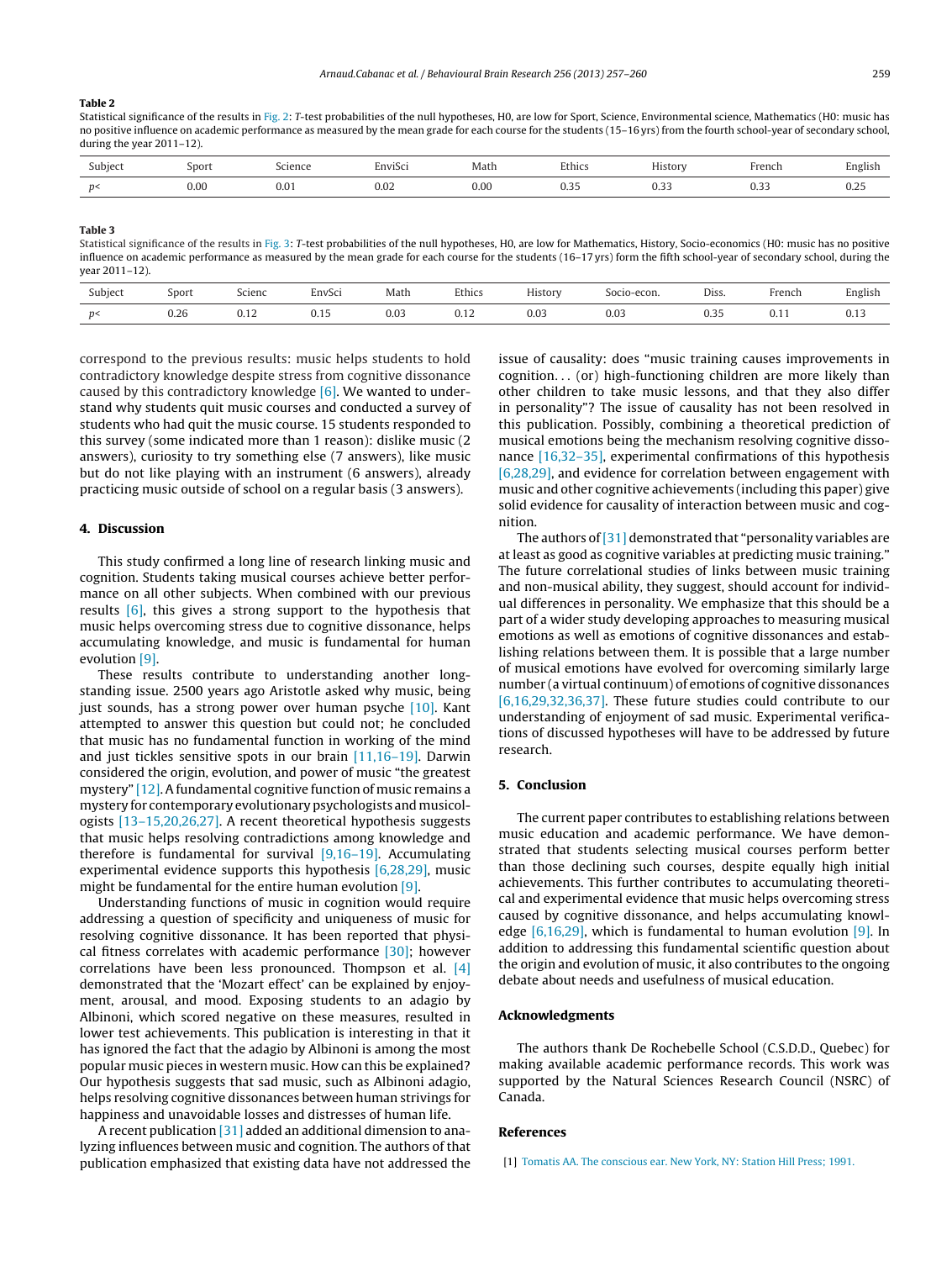**Table 2**
Statistical significance of the results in Fig. 2: *T*-test probabilities of the null hypotheses, H0, are low for Sport, Science, Environmental science, Mathematics (H0: music has no positive influence on academic performance as measured by the mean grade for each course for the students (15–16 yrs) from the fourth school-year of secondary school, during the year 2011–12).

| Subject | Sport | Science | EnviSci | Math | Ethics | History | French | English |
|---|---|---|---|---|---|---|---|---|
| $p<$ | 0.00 | 0.01 | 0.02 | 0.00 | 0.35 | 0.33 | 0.33 | 0.25 |

**Table 3**
Statistical significance of the results in Fig. 3: *T*-test probabilities of the null hypotheses, H0, are low for Mathematics, History, Socio-economics (H0: music has no positive influence on academic performance as measured by the mean grade for each course for the students (16–17 yrs) form the fifth school-year of secondary school, during the year 2011–12).

| Subject | Sport | Scienc | EnvSci | Math | Ethics | History | Socio-econ. | Diss. | French | English |
|---|---|---|---|---|---|---|---|---|---|---|
| $p<$ | 0.26 | 0.12 | 0.15 | 0.03 | 0.12 | 0.03 | 0.03 | 0.35 | 0.11 | 0.13 |

correspond to the previous results: music helps students to hold contradictory knowledge despite stress from cognitive dissonance caused by this contradictory knowledge [6]. We wanted to understand why students quit music courses and conducted a survey of students who had quit the music course. 15 students responded to this survey (some indicated more than 1 reason): dislike music (2 answers), curiosity to try something else (7 answers), like music but do not like playing with an instrument (6 answers), already practicing music outside of school on a regular basis (3 answers).

## 4. Discussion

This study confirmed a long line of research linking music and cognition. Students taking musical courses achieve better performance on all other subjects. When combined with our previous results [6], this gives a strong support to the hypothesis that music helps overcoming stress due to cognitive dissonance, helps accumulating knowledge, and music is fundamental for human evolution [9].

These results contribute to understanding another longstanding issue. 2500 years ago Aristotle asked why music, being just sounds, has a strong power over human psyche [10]. Kant attempted to answer this question but could not; he concluded that music has no fundamental function in working of the mind and just tickles sensitive spots in our brain [11,16–19]. Darwin considered the origin, evolution, and power of music "the greatest mystery" [12]. A fundamental cognitive function of music remains a mystery for contemporary evolutionary psychologists and musicologists [13–15,20,26,27]. A recent theoretical hypothesis suggests that music helps resolving contradictions among knowledge and therefore is fundamental for survival [9,16–19]. Accumulating experimental evidence supports this hypothesis [6,28,29], music might be fundamental for the entire human evolution [9].

Understanding functions of music in cognition would require addressing a question of specificity and uniqueness of music for resolving cognitive dissonance. It has been reported that physical fitness correlates with academic performance [30]; however correlations have been less pronounced. Thompson et al. [4] demonstrated that the 'Mozart effect' can be explained by enjoyment, arousal, and mood. Exposing students to an adagio by Albinoni, which scored negative on these measures, resulted in lower test achievements. This publication is interesting in that it has ignored the fact that the adagio by Albinoni is among the most popular music pieces in western music. How can this be explained? Our hypothesis suggests that sad music, such as Albinoni adagio, helps resolving cognitive dissonances between human strivings for happiness and unavoidable losses and distresses of human life.

A recent publication [31] added an additional dimension to analyzing influences between music and cognition. The authors of that publication emphasized that existing data have not addressed the issue of causality: does "music training causes improvements in cognition... (or) high-functioning children are more likely than other children to take music lessons, and that they also differ in personality"? The issue of causality has not been resolved in this publication. Possibly, combining a theoretical prediction of musical emotions being the mechanism resolving cognitive dissonance [16,32–35], experimental confirmations of this hypothesis [6,28,29], and evidence for correlation between engagement with music and other cognitive achievements (including this paper) give solid evidence for causality of interaction between music and cognition.

The authors of [31] demonstrated that "personality variables are at least as good as cognitive variables at predicting music training." The future correlational studies of links between music training and non-musical ability, they suggest, should account for individual differences in personality. We emphasize that this should be a part of a wider study developing approaches to measuring musical emotions as well as emotions of cognitive dissonances and establishing relations between them. It is possible that a large number of musical emotions have evolved for overcoming similarly large number (a virtual continuum) of emotions of cognitive dissonances [6,16,29,32,36,37]. These future studies could contribute to our understanding of enjoyment of sad music. Experimental verifications of discussed hypotheses will have to be addressed by future research.

## 5. Conclusion

The current paper contributes to establishing relations between music education and academic performance. We have demonstrated that students selecting musical courses perform better than those declining such courses, despite equally high initial achievements. This further contributes to accumulating theoretical and experimental evidence that music helps overcoming stress caused by cognitive dissonance, and helps accumulating knowledge [6,16,29], which is fundamental to human evolution [9]. In addition to addressing this fundamental scientific question about the origin and evolution of music, it also contributes to the ongoing debate about needs and usefulness of musical education.

## Acknowledgments

The authors thank De Rochebelle School (C.S.D.D., Quebec) for making available academic performance records. This work was supported by the Natural Sciences Research Council (NSRC) of Canada.

## References

[1] Tomatis AA. The conscious ear. New York, NY: Station Hill Press; 1991.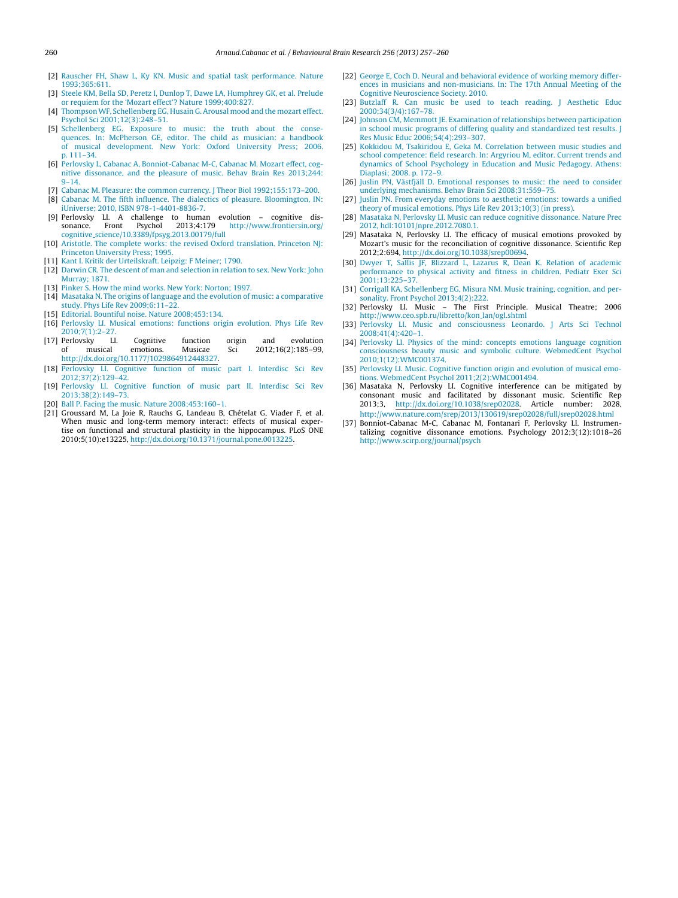[2] Rauscher FH, Shaw L, Ky KN. Music and spatial task performance. Nature 1993;365:611.

[3] Steele KM, Bella SD, Peretz I, Dunlop T, Dawe LA, Humphrey GK, et al. Prelude or requiem for the 'Mozart effect'? Nature 1999;400:827.

[4] Thompson WF, Schellenberg EG, Husain G. Arousal mood and the mozart effect. Psychol Sci 2001;12(3):248–51.

[5] Schellenberg EG. Exposure to music: the truth about the consequences. In: McPherson GE, editor. The child as musician: a handbook of musical development. New York: Oxford University Press; 2006. p. 111–34.

[6] Perlovsky L, Cabanac A, Bonniot-Cabanac M-C, Cabanac M. Mozart effect, cognitive dissonance, and the pleasure of music. Behav Brain Res 2013;244: 9–14.

[7] Cabanac M. Pleasure: the common currency. J Theor Biol 1992;155:173–200.

[8] Cabanac M. The fifth influence. The dialectics of pleasure. Bloomington, IN: iUniverse; 2010, ISBN 978-1-4401-8836-7.

[9] Perlovsky LI. A challenge to human evolution – cognitive dissonance. Front Psychol 2013;4:179 http://www.frontiersin.org/cognitive_science/10.3389/fpsyg.2013.00179/full

[10] Aristotle. The complete works: the revised Oxford translation. Princeton NJ: Princeton University Press; 1995.

[11] Kant I. Kritik der Urteilskraft. Leipzig: F Meiner; 1790.

[12] Darwin CR. The descent of man and selection in relation to sex. New York: John Murray; 1871.

[13] Pinker S. How the mind works. New York: Norton; 1997.

[14] Masataka N. The origins of language and the evolution of music: a comparative study. Phys Life Rev 2009;6:11–22.

[15] Editorial. Bountiful noise. Nature 2008;453:134.

[16] Perlovsky LI. Musical emotions: functions origin evolution. Phys Life Rev 2010;7(1):2–27.

[17] Perlovsky LI. Cognitive function origin and evolution of musical emotions. Musicae Sci 2012;16(2):185–99, http://dx.doi.org/10.1177/1029864912448327.

[18] Perlovsky LI. Cognitive function of music part I. Interdisc Sci Rev 2012;37(2):129–42.

[19] Perlovsky LI. Cognitive function of music part II. Interdisc Sci Rev 2013;38(2):149–73.

[20] Ball P. Facing the music. Nature 2008;453:160–1.

[21] Groussard M, La Joie R, Rauchs G, Landeau B, Chételat G, Viader F, et al. When music and long-term memory interact: effects of musical expertise on functional and structural plasticity in the hippocampus. PLoS ONE 2010;5(10):e13225, http://dx.doi.org/10.1371/journal.pone.0013225.

[22] George E, Coch D. Neural and behavioral evidence of working memory differences in musicians and non-musicians. In: The 17th Annual Meeting of the Cognitive Neuroscience Society. 2010.

[23] Butzlaff R. Can music be used to teach reading. J Aesthetic Educ 2000;34(3/4):167–78.

[24] Johnson CM, Memmott JE. Examination of relationships between participation in school music programs of differing quality and standardized test results. J Res Music Educ 2006;54(4):293–307.

[25] Kokkidou M, Tsakiridou E, Geka M. Correlation between music studies and school competence: field research. In: Argyriou M, editor. Current trends and dynamics of School Psychology in Education and Music Pedagogy. Athens: Diaplasi; 2008. p. 172–9.

[26] Juslin PN, Västfjäll D. Emotional responses to music: the need to consider underlying mechanisms. Behav Brain Sci 2008;31:559–75.

[27] Juslin PN. From everyday emotions to aesthetic emotions: towards a unified theory of musical emotions. Phys Life Rev 2013;10(3) (in press).

[28] Masataka N, Perlovsky LI. Music can reduce cognitive dissonance. Nature Prec 2012, hdl:10101/npre.2012.7080.1.

[29] Masataka N, Perlovsky LI. The efficacy of musical emotions provoked by Mozart's music for the reconciliation of cognitive dissonance. Scientific Rep 2012;2:694, http://dx.doi.org/10.1038/srep00694.

[30] Dwyer T, Sallis JF, Blizzard L, Lazarus R, Dean K. Relation of academic performance to physical activity and fitness in children. Pediatr Exer Sci 2001;13:225–37.

[31] Corrigall KA, Schellenberg EG, Misura NM. Music training, cognition, and personality. Front Psychol 2013;4(2):222.

[32] Perlovsky LI. Music – The First Principle. Musical Theatre; 2006 http://www.ceo.spb.ru/libretto/kon_lan/ogl.shtml

[33] Perlovsky LI. Music and consciousness Leonardo. J Arts Sci Technol 2008;41(4):420–1.

[34] Perlovsky LI. Physics of the mind: concepts emotions language cognition consciousness beauty music and symbolic culture. WebmedCent Psychol 2010;1(12):WMC001374.

[35] Perlovsky LI. Music. Cognitive function origin and evolution of musical emotions. WebmedCent Psychol 2011;2(2):WMC001494.

[36] Masataka N, Perlovsky LI. Cognitive interference can be mitigated by consonant music and facilitated by dissonant music. Scientific Rep 2013;3, http://dx.doi.org/10.1038/srep02028. Article number: 2028, http://www.nature.com/srep/2013/130619/srep02028/full/srep02028.html

[37] Bonniot-Cabanac M-C, Cabanac M, Fontanari F, Perlovsky LI. Instrumentalizing cognitive dissonance emotions. Psychology 2012;3(12):1018–26 http://www.scirp.org/journal/psych